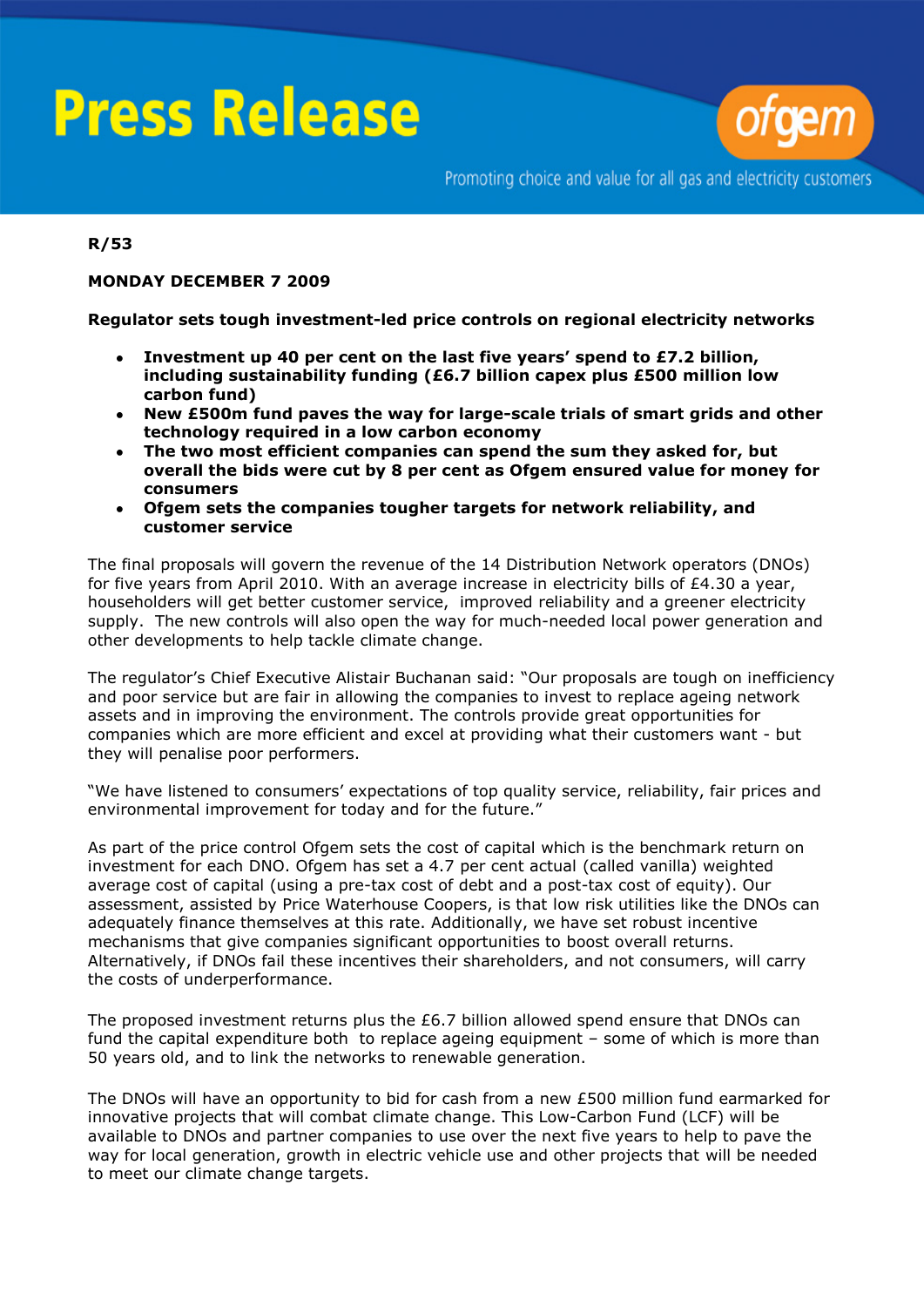# Press Release

ofgem

Promoting choice and value for all gas and electricity customers

**R/53**

**MONDAY DECEMBER 7 2009**

**Regulator sets tough investment-led price controls on regional electricity networks**

- **Investment up 40 per cent on the last five years' spend to £7.2 billion, including sustainability funding (£6.7 billion capex plus £500 million low carbon fund)**
- **New £500m fund paves the way for large-scale trials of smart grids and other technology required in a low carbon economy**
- **The two most efficient companies can spend the sum they asked for, but overall the bids were cut by 8 per cent as Ofgem ensured value for money for consumers**
- **Ofgem sets the companies tougher targets for network reliability, and customer service**

The final proposals will govern the revenue of the 14 Distribution Network operators (DNOs) for five years from April 2010. With an average increase in electricity bills of £4.30 a year, householders will get better customer service, improved reliability and a greener electricity supply. The new controls will also open the way for much-needed local power generation and other developments to help tackle climate change.

The regulator's Chief Executive Alistair Buchanan said: "Our proposals are tough on inefficiency and poor service but are fair in allowing the companies to invest to replace ageing network assets and in improving the environment. The controls provide great opportunities for companies which are more efficient and excel at providing what their customers want - but they will penalise poor performers.

"We have listened to consumers' expectations of top quality service, reliability, fair prices and environmental improvement for today and for the future."

As part of the price control Ofgem sets the cost of capital which is the benchmark return on investment for each DNO. Ofgem has set a 4.7 per cent actual (called vanilla) weighted average cost of capital (using a pre-tax cost of debt and a post-tax cost of equity). Our assessment, assisted by Price Waterhouse Coopers, is that low risk utilities like the DNOs can adequately finance themselves at this rate. Additionally, we have set robust incentive mechanisms that give companies significant opportunities to boost overall returns. Alternatively, if DNOs fail these incentives their shareholders, and not consumers, will carry the costs of underperformance.

The proposed investment returns plus the £6.7 billion allowed spend ensure that DNOs can fund the capital expenditure both to replace ageing equipment – some of which is more than 50 years old, and to link the networks to renewable generation.

The DNOs will have an opportunity to bid for cash from a new £500 million fund earmarked for innovative projects that will combat climate change. This Low-Carbon Fund (LCF) will be available to DNOs and partner companies to use over the next five years to help to pave the way for local generation, growth in electric vehicle use and other projects that will be needed to meet our climate change targets.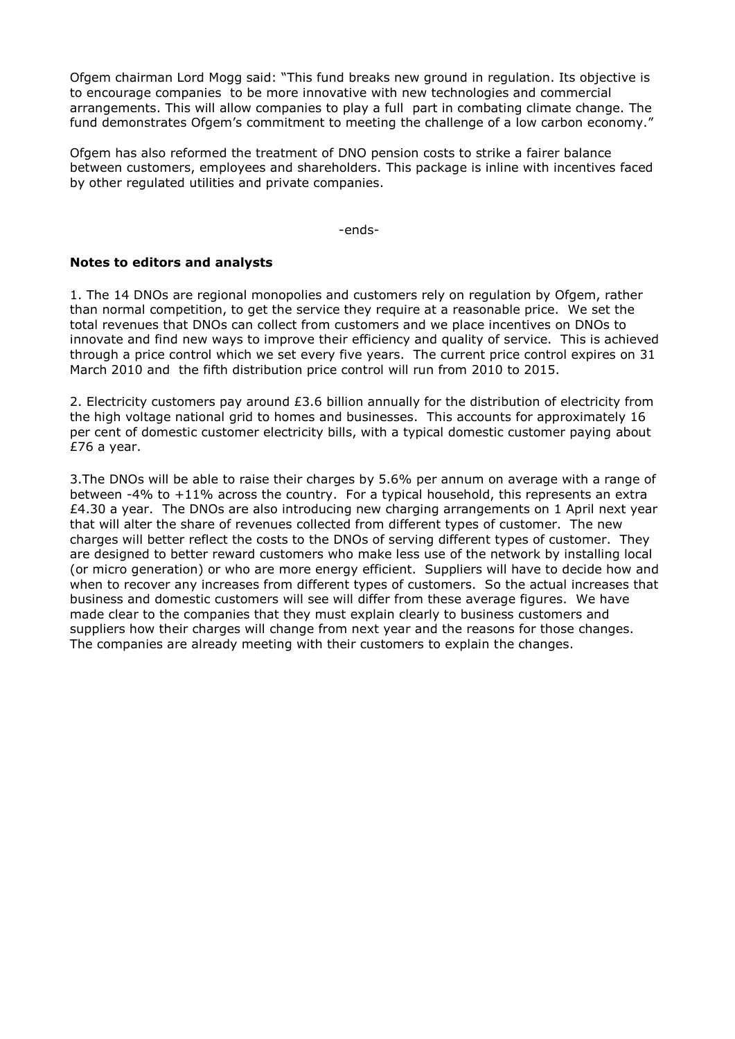Ofgem chairman Lord Mogg said: "This fund breaks new ground in regulation. Its objective is to encourage companies to be more innovative with new technologies and commercial arrangements. This will allow companies to play a full part in combating climate change. The fund demonstrates Ofgem's commitment to meeting the challenge of a low carbon economy."

Ofgem has also reformed the treatment of DNO pension costs to strike a fairer balance between customers, employees and shareholders. This package is inline with incentives faced by other regulated utilities and private companies.

-ends-

**Notes to editors and analysts**

1. The 14 DNOs are regional monopolies and customers rely on regulation by Ofgem, rather than normal competition, to get the service they require at a reasonable price. We set the total revenues that DNOs can collect from customers and we place incentives on DNOs to innovate and find new ways to improve their efficiency and quality of service. This is achieved through a price control which we set every five years. The current price control expires on 31 March 2010 and the fifth distribution price control will run from 2010 to 2015.

2. Electricity customers pay around £3.6 billion annually for the distribution of electricity from the high voltage national grid to homes and businesses. This accounts for approximately 16 per cent of domestic customer electricity bills, with a typical domestic customer paying about £76 a year.

3. The DNOs will be able to raise their charges by 5.6% per annum on average with a range of between -4% to +11% across the country. For a typical household, this represents an extra £4.30 a year. The DNOs are also introducing new charging arrangements on 1 April next year that will alter the share of revenues collected from different types of customer. The new charges will better reflect the costs to the DNOs of serving different types of customer. They are designed to better reward customers who make less use of the network by installing local (or micro generation) or who are more energy efficient. Suppliers will have to decide how and when to recover any increases from different types of customers. So the actual increases that business and domestic customers will see will differ from these average figures. We have made clear to the companies that they must explain clearly to business customers and suppliers how their charges will change from next year and the reasons for those changes. The companies are already meeting with their customers to explain the changes.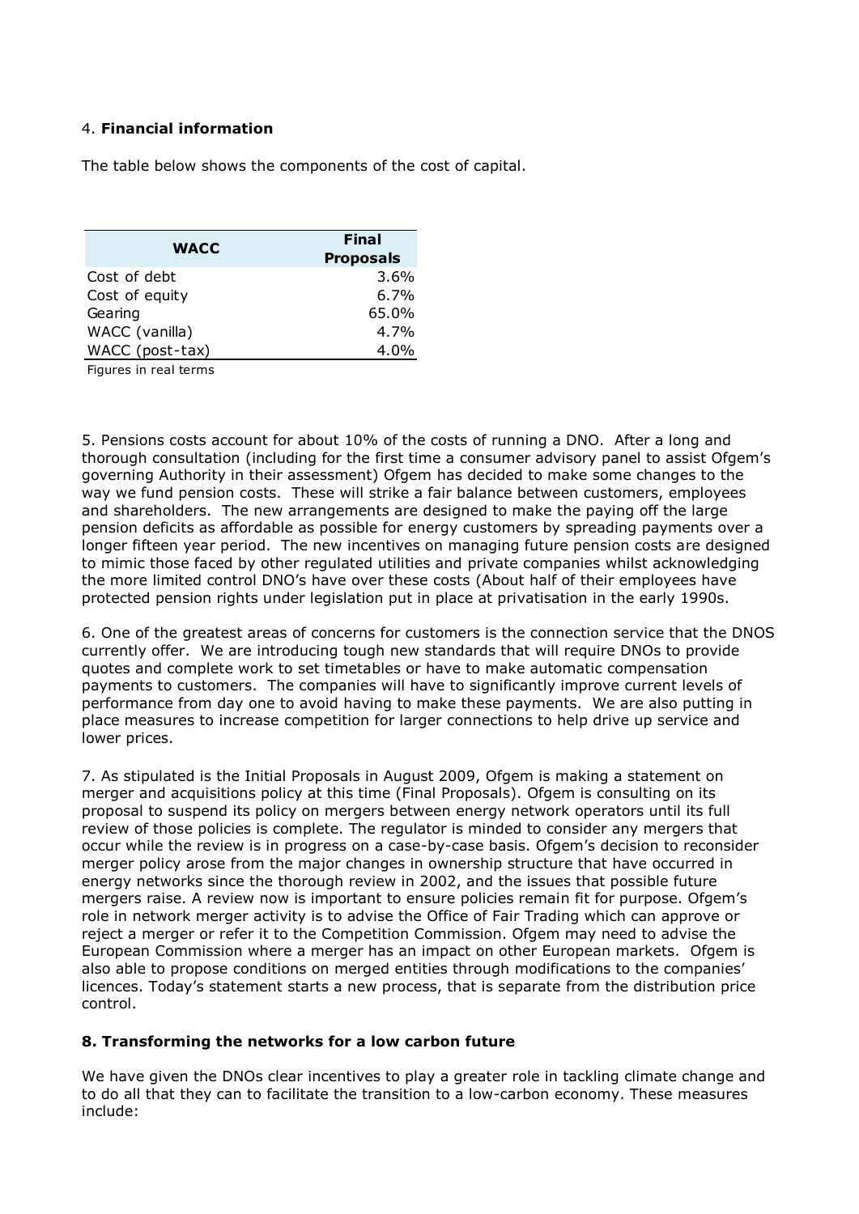4. **Financial information**

The table below shows the components of the cost of capital.

| WACC | Final Proposals |
|---|---|
| Cost of debt | 3.6% |
| Cost of equity | 6.7% |
| Gearing | 65.0% |
| WACC (vanilla) | 4.7% |
| WACC (post-tax) | 4.0% |

Figures in real terms

5. Pensions costs account for about 10% of the costs of running a DNO. After a long and thorough consultation (including for the first time a consumer advisory panel to assist Ofgem's governing Authority in their assessment) Ofgem has decided to make some changes to the way we fund pension costs. These will strike a fair balance between customers, employees and shareholders. The new arrangements are designed to make the paying off the large pension deficits as affordable as possible for energy customers by spreading payments over a longer fifteen year period. The new incentives on managing future pension costs are designed to mimic those faced by other regulated utilities and private companies whilst acknowledging the more limited control DNO's have over these costs (About half of their employees have protected pension rights under legislation put in place at privatisation in the early 1990s.

6. One of the greatest areas of concerns for customers is the connection service that the DNOS currently offer. We are introducing tough new standards that will require DNOs to provide quotes and complete work to set timetables or have to make automatic compensation payments to customers. The companies will have to significantly improve current levels of performance from day one to avoid having to make these payments. We are also putting in place measures to increase competition for larger connections to help drive up service and lower prices.

7. As stipulated is the Initial Proposals in August 2009, Ofgem is making a statement on merger and acquisitions policy at this time (Final Proposals). Ofgem is consulting on its proposal to suspend its policy on mergers between energy network operators until its full review of those policies is complete. The regulator is minded to consider any mergers that occur while the review is in progress on a case-by-case basis. Ofgem's decision to reconsider merger policy arose from the major changes in ownership structure that have occurred in energy networks since the thorough review in 2002, and the issues that possible future mergers raise. A review now is important to ensure policies remain fit for purpose. Ofgem's role in network merger activity is to advise the Office of Fair Trading which can approve or reject a merger or refer it to the Competition Commission. Ofgem may need to advise the European Commission where a merger has an impact on other European markets. Ofgem is also able to propose conditions on merged entities through modifications to the companies' licences. Today's statement starts a new process, that is separate from the distribution price control.

**8. Transforming the networks for a low carbon future**

We have given the DNOs clear incentives to play a greater role in tackling climate change and to do all that they can to facilitate the transition to a low-carbon economy. These measures include: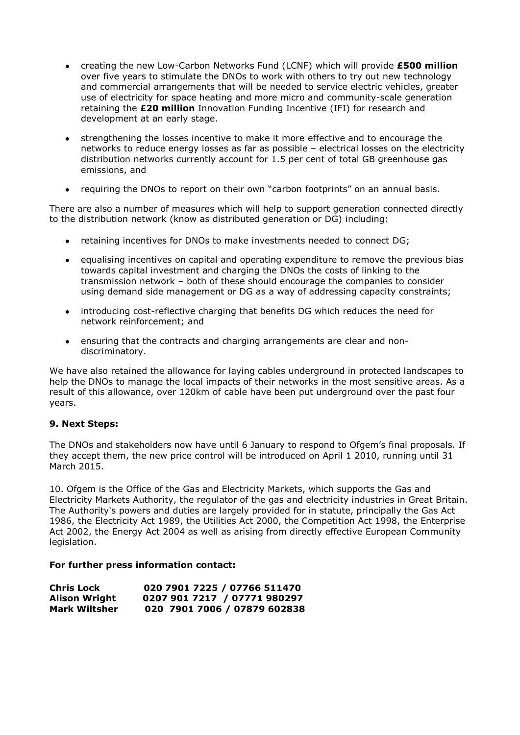- creating the new Low-Carbon Networks Fund (LCNF) which will provide **£500 million** over five years to stimulate the DNOs to work with others to try out new technology and commercial arrangements that will be needed to service electric vehicles, greater use of electricity for space heating and more micro and community-scale generation retaining the **£20 million** Innovation Funding Incentive (IFI) for research and development at an early stage.
- strengthening the losses incentive to make it more effective and to encourage the networks to reduce energy losses as far as possible – electrical losses on the electricity distribution networks currently account for 1.5 per cent of total GB greenhouse gas emissions, and
- requiring the DNOs to report on their own "carbon footprints" on an annual basis.

There are also a number of measures which will help to support generation connected directly to the distribution network (know as distributed generation or DG) including:

- retaining incentives for DNOs to make investments needed to connect DG;
- equalising incentives on capital and operating expenditure to remove the previous bias towards capital investment and charging the DNOs the costs of linking to the transmission network – both of these should encourage the companies to consider using demand side management or DG as a way of addressing capacity constraints;
- introducing cost-reflective charging that benefits DG which reduces the need for network reinforcement; and
- ensuring that the contracts and charging arrangements are clear and non-discriminatory.

We have also retained the allowance for laying cables underground in protected landscapes to help the DNOs to manage the local impacts of their networks in the most sensitive areas. As a result of this allowance, over 120km of cable have been put underground over the past four years.

**9. Next Steps:**

The DNOs and stakeholders now have until 6 January to respond to Ofgem's final proposals. If they accept them, the new price control will be introduced on April 1 2010, running until 31 March 2015.

10. Ofgem is the Office of the Gas and Electricity Markets, which supports the Gas and Electricity Markets Authority, the regulator of the gas and electricity industries in Great Britain. The Authority's powers and duties are largely provided for in statute, principally the Gas Act 1986, the Electricity Act 1989, the Utilities Act 2000, the Competition Act 1998, the Enterprise Act 2002, the Energy Act 2004 as well as arising from directly effective European Community legislation.

**For further press information contact:**

| | |
|---|---|
| **Chris Lock** | **020 7901 7225 / 07766 511470** |
| **Alison Wright** | **0207 901 7217 / 07771 980297** |
| **Mark Wiltsher** | **020 7901 7006 / 07879 602838** |